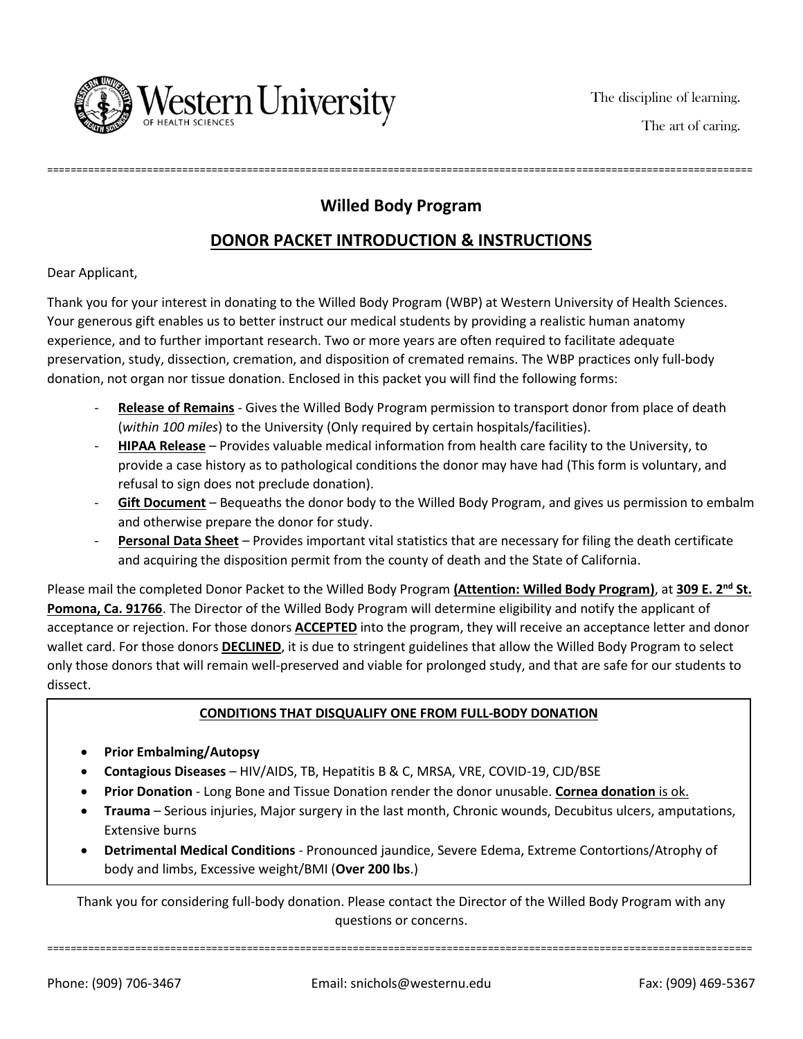Western University OF HEALTH SCIENCES

The discipline of learning.

The art of caring.

## Willed Body Program

## DONOR PACKET INTRODUCTION & INSTRUCTIONS

Dear Applicant,

Thank you for your interest in donating to the Willed Body Program (WBP) at Western University of Health Sciences. Your generous gift enables us to better instruct our medical students by providing a realistic human anatomy experience, and to further important research. Two or more years are often required to facilitate adequate preservation, study, dissection, cremation, and disposition of cremated remains. The WBP practices only full-body donation, not organ nor tissue donation. Enclosed in this packet you will find the following forms:

- **Release of Remains** - Gives the Willed Body Program permission to transport donor from place of death (*within 100 miles*) to the University (Only required by certain hospitals/facilities).
- **HIPAA Release** – Provides valuable medical information from health care facility to the University, to provide a case history as to pathological conditions the donor may have had (This form is voluntary, and refusal to sign does not preclude donation).
- **Gift Document** – Bequeaths the donor body to the Willed Body Program, and gives us permission to embalm and otherwise prepare the donor for study.
- **Personal Data Sheet** – Provides important vital statistics that are necessary for filing the death certificate and acquiring the disposition permit from the county of death and the State of California.

Please mail the completed Donor Packet to the Willed Body Program **(Attention: Willed Body Program)**, at **309 E. 2nd St. Pomona, Ca. 91766**. The Director of the Willed Body Program will determine eligibility and notify the applicant of acceptance or rejection. For those donors **ACCEPTED** into the program, they will receive an acceptance letter and donor wallet card. For those donors **DECLINED**, it is due to stringent guidelines that allow the Willed Body Program to select only those donors that will remain well-preserved and viable for prolonged study, and that are safe for our students to dissect.

### CONDITIONS THAT DISQUALIFY ONE FROM FULL-BODY DONATION

- **Prior Embalming/Autopsy**
- **Contagious Diseases** – HIV/AIDS, TB, Hepatitis B & C, MRSA, VRE, COVID-19, CJD/BSE
- **Prior Donation** - Long Bone and Tissue Donation render the donor unusable. **Cornea donation** is ok.
- **Trauma** – Serious injuries, Major surgery in the last month, Chronic wounds, Decubitus ulcers, amputations, Extensive burns
- **Detrimental Medical Conditions** - Pronounced jaundice, Severe Edema, Extreme Contortions/Atrophy of body and limbs, Excessive weight/BMI (**Over 200 lbs**.)

Thank you for considering full-body donation. Please contact the Director of the Willed Body Program with any questions or concerns.

Phone: (909) 706-3467 Email: snichols@westernu.edu Fax: (909) 469-5367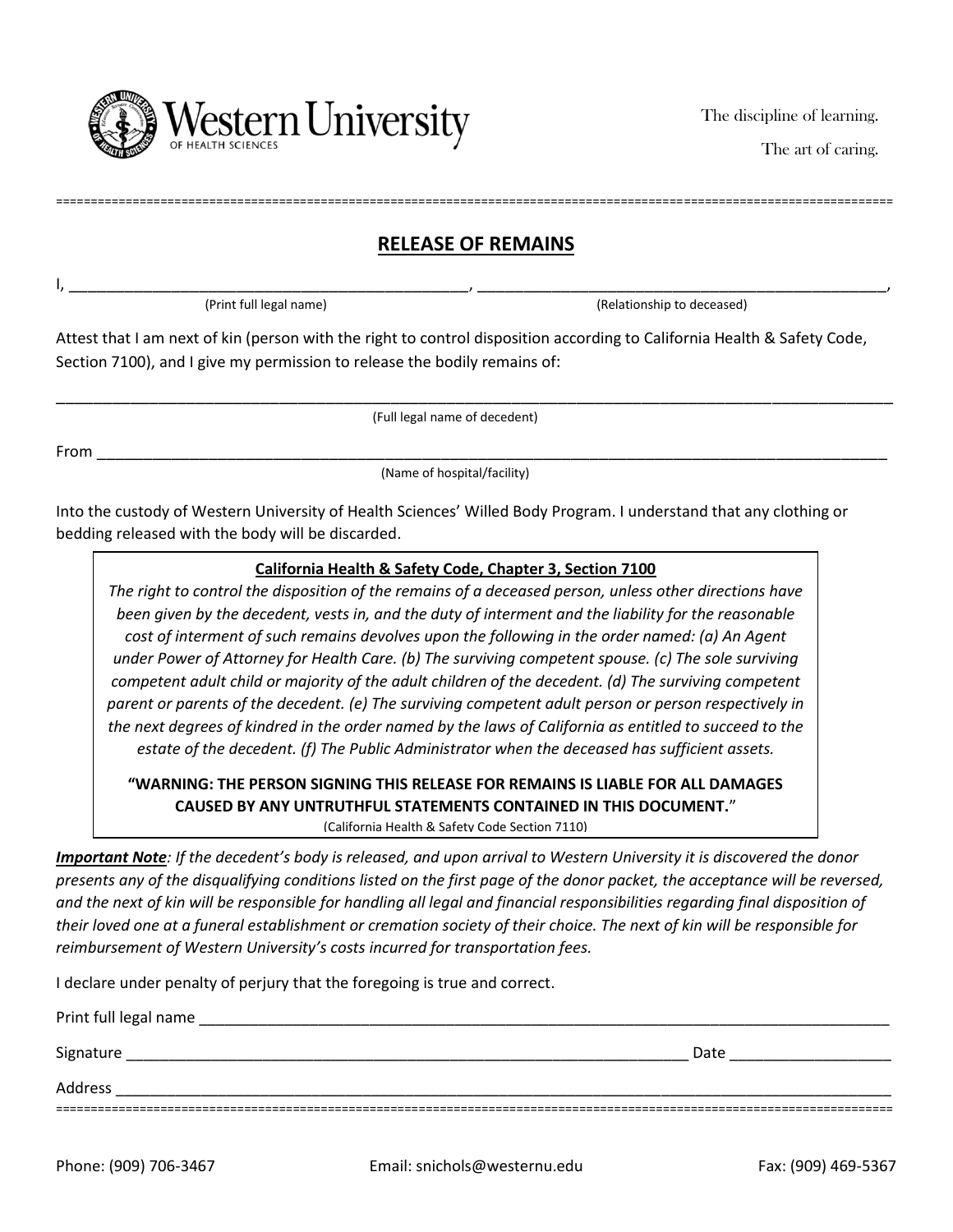Western University OF HEALTH SCIENCES

The discipline of learning.

The art of caring.

## RELEASE OF REMAINS

I, ______________________________________________, ______________________________________________,
(Print full legal name) (Relationship to deceased)

Attest that I am next of kin (person with the right to control disposition according to California Health & Safety Code, Section 7100), and I give my permission to release the bodily remains of:

______________________________________________________________________________________________
(Full legal name of decedent)

From ________________________________________________________________________________________
(Name of hospital/facility)

Into the custody of Western University of Health Sciences' Willed Body Program. I understand that any clothing or bedding released with the body will be discarded.

**California Health & Safety Code, Chapter 3, Section 7100**

*The right to control the disposition of the remains of a deceased person, unless other directions have been given by the decedent, vests in, and the duty of interment and the liability for the reasonable cost of interment of such remains devolves upon the following in the order named: (a) An Agent under Power of Attorney for Health Care. (b) The surviving competent spouse. (c) The sole surviving competent adult child or majority of the adult children of the decedent. (d) The surviving competent parent or parents of the decedent. (e) The surviving competent adult person or person respectively in the next degrees of kindred in the order named by the laws of California as entitled to succeed to the estate of the decedent. (f) The Public Administrator when the deceased has sufficient assets.*

**"WARNING: THE PERSON SIGNING THIS RELEASE FOR REMAINS IS LIABLE FOR ALL DAMAGES CAUSED BY ANY UNTRUTHFUL STATEMENTS CONTAINED IN THIS DOCUMENT."**

(California Health & Safety Code Section 7110)

***Important Note****: If the decedent's body is released, and upon arrival to Western University it is discovered the donor presents any of the disqualifying conditions listed on the first page of the donor packet, the acceptance will be reversed, and the next of kin will be responsible for handling all legal and financial responsibilities regarding final disposition of their loved one at a funeral establishment or cremation society of their choice. The next of kin will be responsible for reimbursement of Western University's costs incurred for transportation fees.*

I declare under penalty of perjury that the foregoing is true and correct.

Print full legal name ________________________________________________________________________

Signature ___________________________________________________________ Date _________________

Address ____________________________________________________________________________________

Phone: (909) 706-3467 Email: snichols@westernu.edu Fax: (909) 469-5367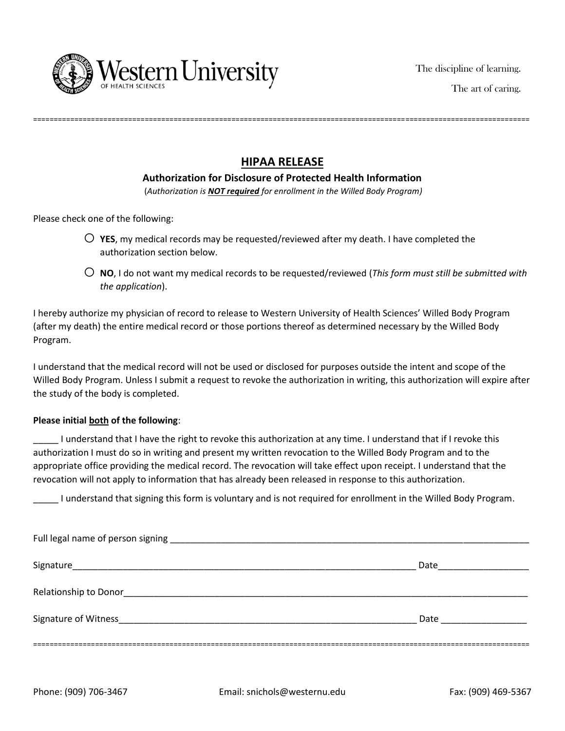Western University
OF HEALTH SCIENCES

The discipline of learning.

The art of caring.

## HIPAA RELEASE

**Authorization for Disclosure of Protected Health Information**

(*Authorization is* ***NOT required*** *for enrollment in the Willed Body Program*)

Please check one of the following:

- ○ **YES**, my medical records may be requested/reviewed after my death. I have completed the authorization section below.
- ○ **NO**, I do not want my medical records to be requested/reviewed (*This form must still be submitted with the application*).

I hereby authorize my physician of record to release to Western University of Health Sciences' Willed Body Program (after my death) the entire medical record or those portions thereof as determined necessary by the Willed Body Program.

I understand that the medical record will not be used or disclosed for purposes outside the intent and scope of the Willed Body Program. Unless I submit a request to revoke the authorization in writing, this authorization will expire after the study of the body is completed.

**Please initial both of the following**:

_____ I understand that I have the right to revoke this authorization at any time. I understand that if I revoke this authorization I must do so in writing and present my written revocation to the Willed Body Program and to the appropriate office providing the medical record. The revocation will take effect upon receipt. I understand that the revocation will not apply to information that has already been released in response to this authorization.

_____ I understand that signing this form is voluntary and is not required for enrollment in the Willed Body Program.

Full legal name of person signing ____________________________________________

Signature ____________________________________________ Date ________________

Relationship to Donor ____________________________________________

Signature of Witness ____________________________________________ Date ________________

Phone: (909) 706-3467 Email: snichols@westernu.edu Fax: (909) 469-5367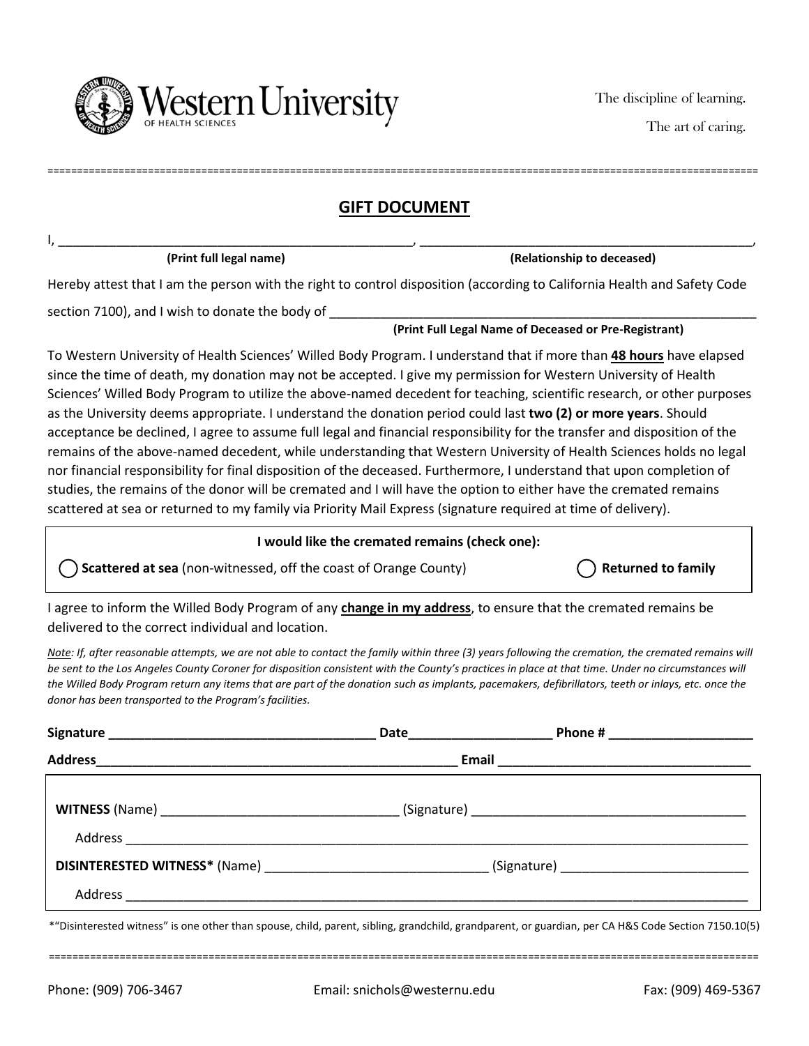Western University
OF HEALTH SCIENCES

The discipline of learning.

The art of caring.

## GIFT DOCUMENT

I, ________________________________________________, ______________________________________________,
**(Print full legal name)** **(Relationship to deceased)**

Hereby attest that I am the person with the right to control disposition (according to California Health and Safety Code section 7100), and I wish to donate the body of ____________________________________________________________
**(Print Full Legal Name of Deceased or Pre-Registrant)**

To Western University of Health Sciences' Willed Body Program. I understand that if more than **48 hours** have elapsed since the time of death, my donation may not be accepted. I give my permission for Western University of Health Sciences' Willed Body Program to utilize the above-named decedent for teaching, scientific research, or other purposes as the University deems appropriate. I understand the donation period could last **two (2) or more years**. Should acceptance be declined, I agree to assume full legal and financial responsibility for the transfer and disposition of the remains of the above-named decedent, while understanding that Western University of Health Sciences holds no legal nor financial responsibility for final disposition of the deceased. Furthermore, I understand that upon completion of studies, the remains of the donor will be cremated and I will have the option to either have the cremated remains scattered at sea or returned to my family via Priority Mail Express (signature required at time of delivery).

**I would like the cremated remains (check one):**

◯ **Scattered at sea** (non-witnessed, off the coast of Orange County) ◯ **Returned to family**

I agree to inform the Willed Body Program of any **change in my address**, to ensure that the cremated remains be delivered to the correct individual and location.

*Note: If, after reasonable attempts, we are not able to contact the family within three (3) years following the cremation, the cremated remains will be sent to the Los Angeles County Coroner for disposition consistent with the County's practices in place at that time. Under no circumstances will the Willed Body Program return any items that are part of the donation such as implants, pacemakers, defibrillators, teeth or inlays, etc. once the donor has been transported to the Program's facilities.*

**Signature** ____________________________________ **Date**___________________ **Phone #** ____________________

**Address**__________________________________________________ **Email** ___________________________________

**WITNESS** (Name) _________________________________ (Signature) ______________________________________

Address ______________________________________________________________________________________

**DISINTERESTED WITNESS*** (Name) _______________________________ (Signature) __________________________

Address ______________________________________________________________________________________

*"Disinterested witness" is one other than spouse, child, parent, sibling, grandchild, grandparent, or guardian, per CA H&S Code Section 7150.10(5)

Phone: (909) 706-3467 Email: snichols@westernu.edu Fax: (909) 469-5367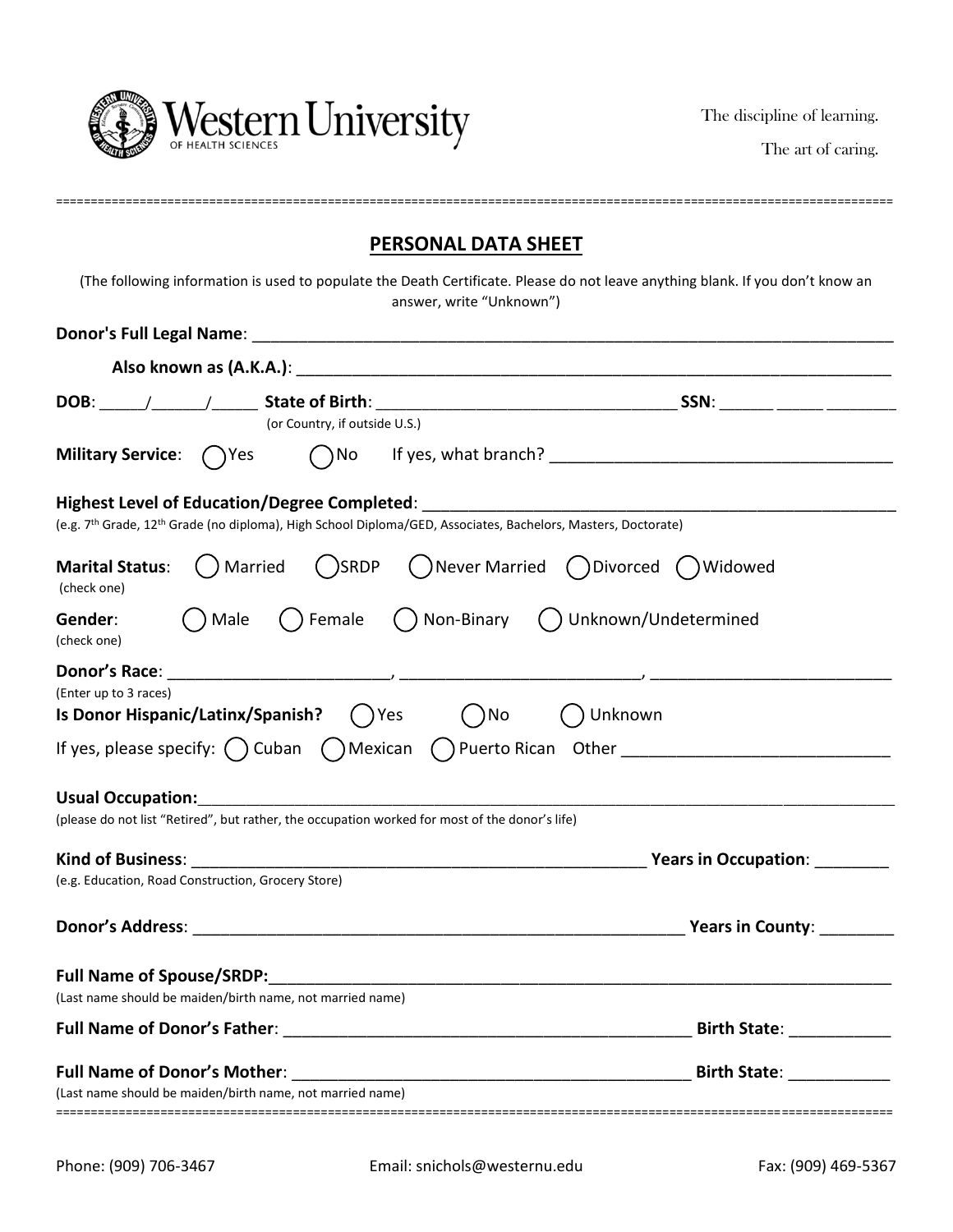Western University
OF HEALTH SCIENCES

The discipline of learning.

The art of caring.

## PERSONAL DATA SHEET

(The following information is used to populate the Death Certificate. Please do not leave anything blank. If you don't know an answer, write "Unknown")

**Donor's Full Legal Name**: ___________________________________________________________________________

**Also known as (A.K.A.)**: ___________________________________________________________________

**DOB**: _____/______/_____ **State of Birth**: _________________________________ **SSN**: ______ _____ ________
(or Country, if outside U.S.)

**Military Service**: ◯ Yes ◯ No If yes, what branch? ____________________________________

**Highest Level of Education/Degree Completed**: ____________________________________________________
(e.g. 7th Grade, 12th Grade (no diploma), High School Diploma/GED, Associates, Bachelors, Masters, Doctorate)

**Marital Status**: ◯ Married ◯ SRDP ◯ Never Married ◯ Divorced ◯ Widowed
(check one)

**Gender**: ◯ Male ◯ Female ◯ Non-Binary ◯ Unknown/Undetermined
(check one)

**Donor's Race**: ________________________, __________________________, __________________________
(Enter up to 3 races)

**Is Donor Hispanic/Latinx/Spanish?** ◯ Yes ◯ No ◯ Unknown

If yes, please specify: ◯ Cuban ◯ Mexican ◯ Puerto Rican Other ____________________________

**Usual Occupation:**______________________________________________________________________________
(please do not list "Retired", but rather, the occupation worked for most of the donor's life)

**Kind of Business**: ____________________________________________________ **Years in Occupation**: ________
(e.g. Education, Road Construction, Grocery Store)

**Donor's Address**: ________________________________________________________ **Years in County**: ________

**Full Name of Spouse/SRDP:**_____________________________________________________________________
(Last name should be maiden/birth name, not married name)

**Full Name of Donor's Father**: _____________________________________________ **Birth State**: ___________

**Full Name of Donor's Mother**: _____________________________________________ **Birth State**: ___________
(Last name should be maiden/birth name, not married name)

Phone: (909) 706-3467 Email: snichols@westernu.edu Fax: (909) 469-5367